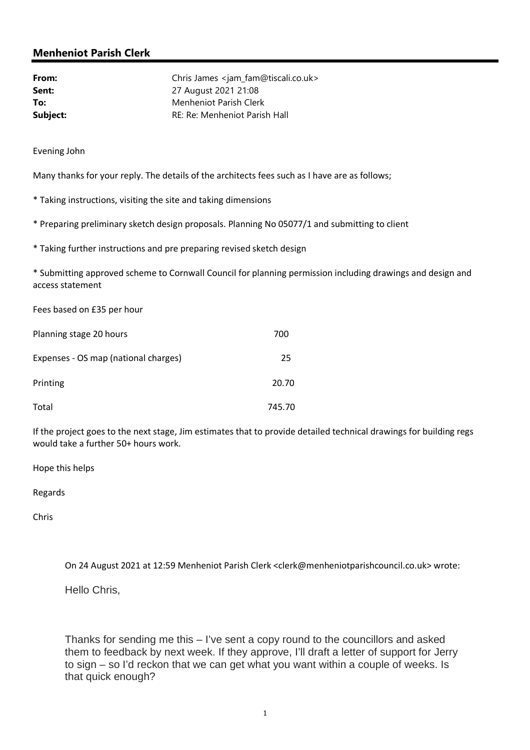# Menheniot Parish Clerk

| | |
|---|---|
| **From:** | Chris James <jam_fam@tiscali.co.uk> |
| **Sent:** | 27 August 2021 21:08 |
| **To:** | Menheniot Parish Clerk |
| **Subject:** | RE: Re: Menheniot Parish Hall |

Evening John

Many thanks for your reply. The details of the architects fees such as I have are as follows;

* Taking instructions, visiting the site and taking dimensions

* Preparing preliminary sketch design proposals. Planning No 05077/1 and submitting to client

* Taking further instructions and pre preparing revised sketch design

* Submitting approved scheme to Cornwall Council for planning permission including drawings and design and access statement

Fees based on £35 per hour

| | |
|---|---|
| Planning stage 20 hours | 700 |
| Expenses - OS map (national charges) | 25 |
| Printing | 20.70 |
| Total | 745.70 |

If the project goes to the next stage, Jim estimates that to provide detailed technical drawings for building regs would take a further 50+ hours work.

Hope this helps

Regards

Chris

> On 24 August 2021 at 12:59 Menheniot Parish Clerk <clerk@menheniotparishcouncil.co.uk> wrote:
>
> Hello Chris,
>
> Thanks for sending me this – I've sent a copy round to the councillors and asked them to feedback by next week. If they approve, I'll draft a letter of support for Jerry to sign – so I'd reckon that we can get what you want within a couple of weeks. Is that quick enough?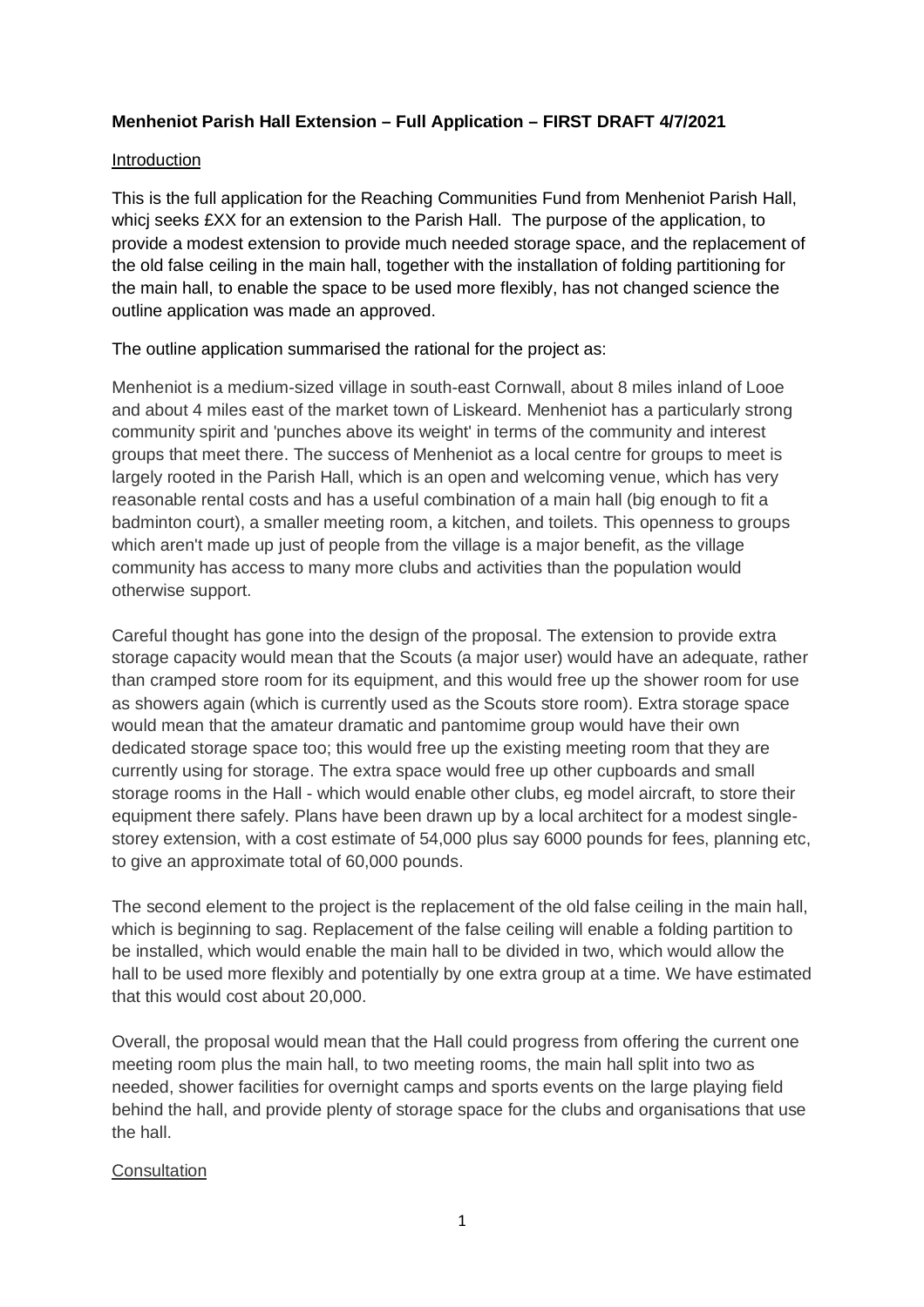**Menheniot Parish Hall Extension – Full Application – FIRST DRAFT 4/7/2021**

Introduction

This is the full application for the Reaching Communities Fund from Menheniot Parish Hall, whicj seeks £XX for an extension to the Parish Hall. The purpose of the application, to provide a modest extension to provide much needed storage space, and the replacement of the old false ceiling in the main hall, together with the installation of folding partitioning for the main hall, to enable the space to be used more flexibly, has not changed science the outline application was made an approved.

The outline application summarised the rational for the project as:

Menheniot is a medium-sized village in south-east Cornwall, about 8 miles inland of Looe and about 4 miles east of the market town of Liskeard. Menheniot has a particularly strong community spirit and 'punches above its weight' in terms of the community and interest groups that meet there. The success of Menheniot as a local centre for groups to meet is largely rooted in the Parish Hall, which is an open and welcoming venue, which has very reasonable rental costs and has a useful combination of a main hall (big enough to fit a badminton court), a smaller meeting room, a kitchen, and toilets. This openness to groups which aren't made up just of people from the village is a major benefit, as the village community has access to many more clubs and activities than the population would otherwise support.

Careful thought has gone into the design of the proposal. The extension to provide extra storage capacity would mean that the Scouts (a major user) would have an adequate, rather than cramped store room for its equipment, and this would free up the shower room for use as showers again (which is currently used as the Scouts store room). Extra storage space would mean that the amateur dramatic and pantomime group would have their own dedicated storage space too; this would free up the existing meeting room that they are currently using for storage. The extra space would free up other cupboards and small storage rooms in the Hall - which would enable other clubs, eg model aircraft, to store their equipment there safely. Plans have been drawn up by a local architect for a modest single-storey extension, with a cost estimate of 54,000 plus say 6000 pounds for fees, planning etc, to give an approximate total of 60,000 pounds.

The second element to the project is the replacement of the old false ceiling in the main hall, which is beginning to sag. Replacement of the false ceiling will enable a folding partition to be installed, which would enable the main hall to be divided in two, which would allow the hall to be used more flexibly and potentially by one extra group at a time. We have estimated that this would cost about 20,000.

Overall, the proposal would mean that the Hall could progress from offering the current one meeting room plus the main hall, to two meeting rooms, the main hall split into two as needed, shower facilities for overnight camps and sports events on the large playing field behind the hall, and provide plenty of storage space for the clubs and organisations that use the hall.

Consultation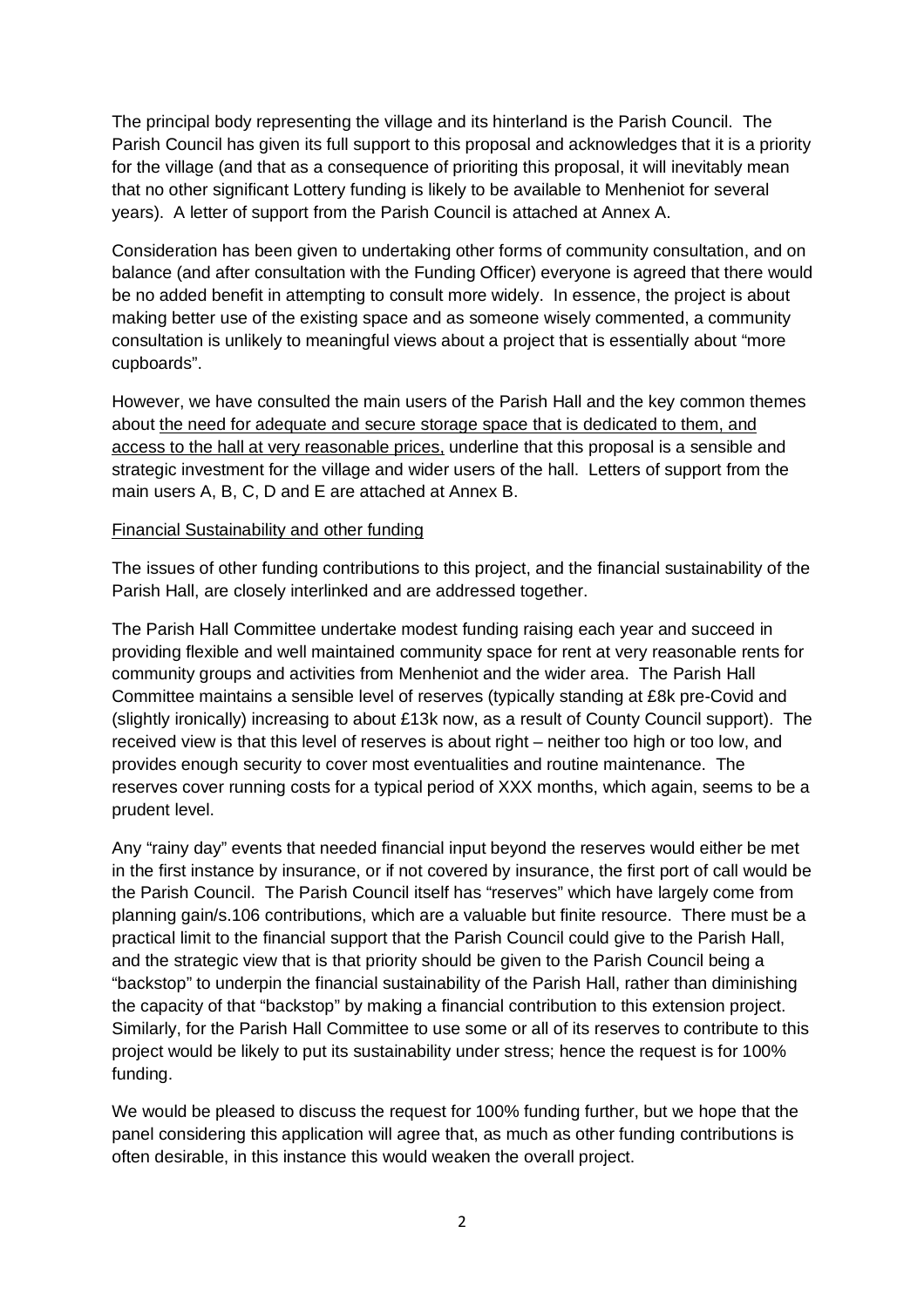The principal body representing the village and its hinterland is the Parish Council. The Parish Council has given its full support to this proposal and acknowledges that it is a priority for the village (and that as a consequence of prioriting this proposal, it will inevitably mean that no other significant Lottery funding is likely to be available to Menheniot for several years). A letter of support from the Parish Council is attached at Annex A.

Consideration has been given to undertaking other forms of community consultation, and on balance (and after consultation with the Funding Officer) everyone is agreed that there would be no added benefit in attempting to consult more widely. In essence, the project is about making better use of the existing space and as someone wisely commented, a community consultation is unlikely to meaningful views about a project that is essentially about "more cupboards".

However, we have consulted the main users of the Parish Hall and the key common themes about <u>the need for adequate and secure storage space that is dedicated to them, and access to the hall at very reasonable prices,</u> underline that this proposal is a sensible and strategic investment for the village and wider users of the hall. Letters of support from the main users A, B, C, D and E are attached at Annex B.

<u>Financial Sustainability and other funding</u>

The issues of other funding contributions to this project, and the financial sustainability of the Parish Hall, are closely interlinked and are addressed together.

The Parish Hall Committee undertake modest funding raising each year and succeed in providing flexible and well maintained community space for rent at very reasonable rents for community groups and activities from Menheniot and the wider area. The Parish Hall Committee maintains a sensible level of reserves (typically standing at £8k pre-Covid and (slightly ironically) increasing to about £13k now, as a result of County Council support). The received view is that this level of reserves is about right – neither too high or too low, and provides enough security to cover most eventualities and routine maintenance. The reserves cover running costs for a typical period of XXX months, which again, seems to be a prudent level.

Any "rainy day" events that needed financial input beyond the reserves would either be met in the first instance by insurance, or if not covered by insurance, the first port of call would be the Parish Council. The Parish Council itself has "reserves" which have largely come from planning gain/s.106 contributions, which are a valuable but finite resource. There must be a practical limit to the financial support that the Parish Council could give to the Parish Hall, and the strategic view that is that priority should be given to the Parish Council being a "backstop" to underpin the financial sustainability of the Parish Hall, rather than diminishing the capacity of that "backstop" by making a financial contribution to this extension project. Similarly, for the Parish Hall Committee to use some or all of its reserves to contribute to this project would be likely to put its sustainability under stress; hence the request is for 100% funding.

We would be pleased to discuss the request for 100% funding further, but we hope that the panel considering this application will agree that, as much as other funding contributions is often desirable, in this instance this would weaken the overall project.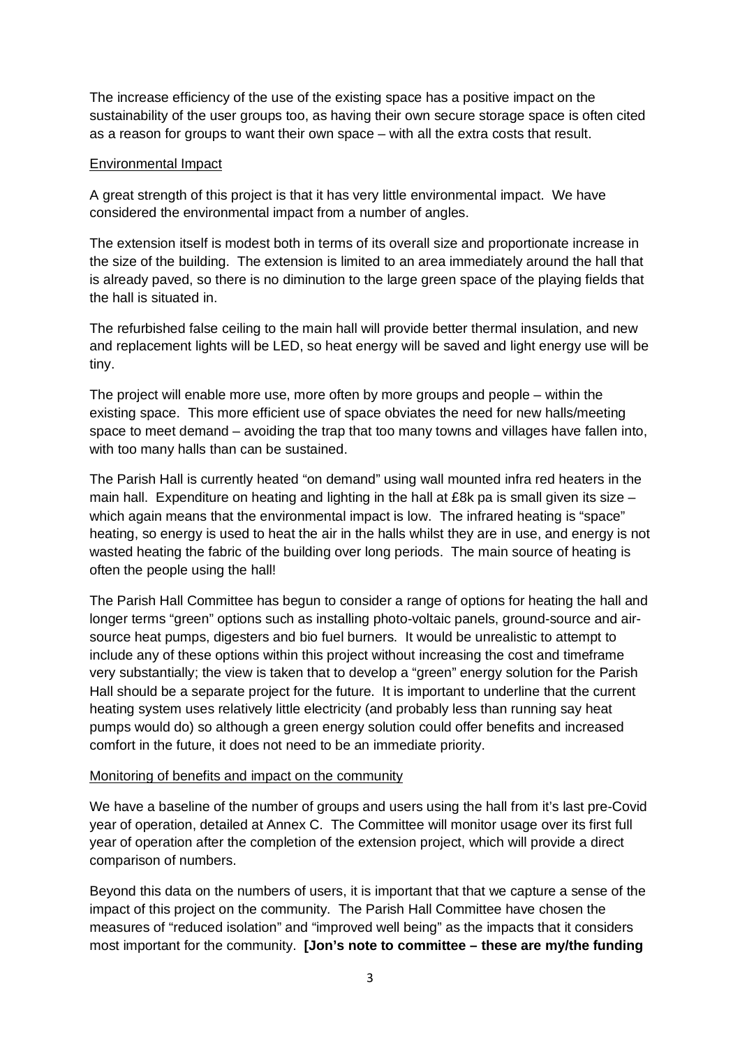The increase efficiency of the use of the existing space has a positive impact on the sustainability of the user groups too, as having their own secure storage space is often cited as a reason for groups to want their own space – with all the extra costs that result.

<u>Environmental Impact</u>

A great strength of this project is that it has very little environmental impact. We have considered the environmental impact from a number of angles.

The extension itself is modest both in terms of its overall size and proportionate increase in the size of the building. The extension is limited to an area immediately around the hall that is already paved, so there is no diminution to the large green space of the playing fields that the hall is situated in.

The refurbished false ceiling to the main hall will provide better thermal insulation, and new and replacement lights will be LED, so heat energy will be saved and light energy use will be tiny.

The project will enable more use, more often by more groups and people – within the existing space. This more efficient use of space obviates the need for new halls/meeting space to meet demand – avoiding the trap that too many towns and villages have fallen into, with too many halls than can be sustained.

The Parish Hall is currently heated "on demand" using wall mounted infra red heaters in the main hall. Expenditure on heating and lighting in the hall at £8k pa is small given its size – which again means that the environmental impact is low. The infrared heating is "space" heating, so energy is used to heat the air in the halls whilst they are in use, and energy is not wasted heating the fabric of the building over long periods. The main source of heating is often the people using the hall!

The Parish Hall Committee has begun to consider a range of options for heating the hall and longer terms "green" options such as installing photo-voltaic panels, ground-source and air-source heat pumps, digesters and bio fuel burners. It would be unrealistic to attempt to include any of these options within this project without increasing the cost and timeframe very substantially; the view is taken that to develop a "green" energy solution for the Parish Hall should be a separate project for the future. It is important to underline that the current heating system uses relatively little electricity (and probably less than running say heat pumps would do) so although a green energy solution could offer benefits and increased comfort in the future, it does not need to be an immediate priority.

<u>Monitoring of benefits and impact on the community</u>

We have a baseline of the number of groups and users using the hall from it's last pre-Covid year of operation, detailed at Annex C. The Committee will monitor usage over its first full year of operation after the completion of the extension project, which will provide a direct comparison of numbers.

Beyond this data on the numbers of users, it is important that that we capture a sense of the impact of this project on the community. The Parish Hall Committee have chosen the measures of "reduced isolation" and "improved well being" as the impacts that it considers most important for the community. **[Jon's note to committee – these are my/the funding**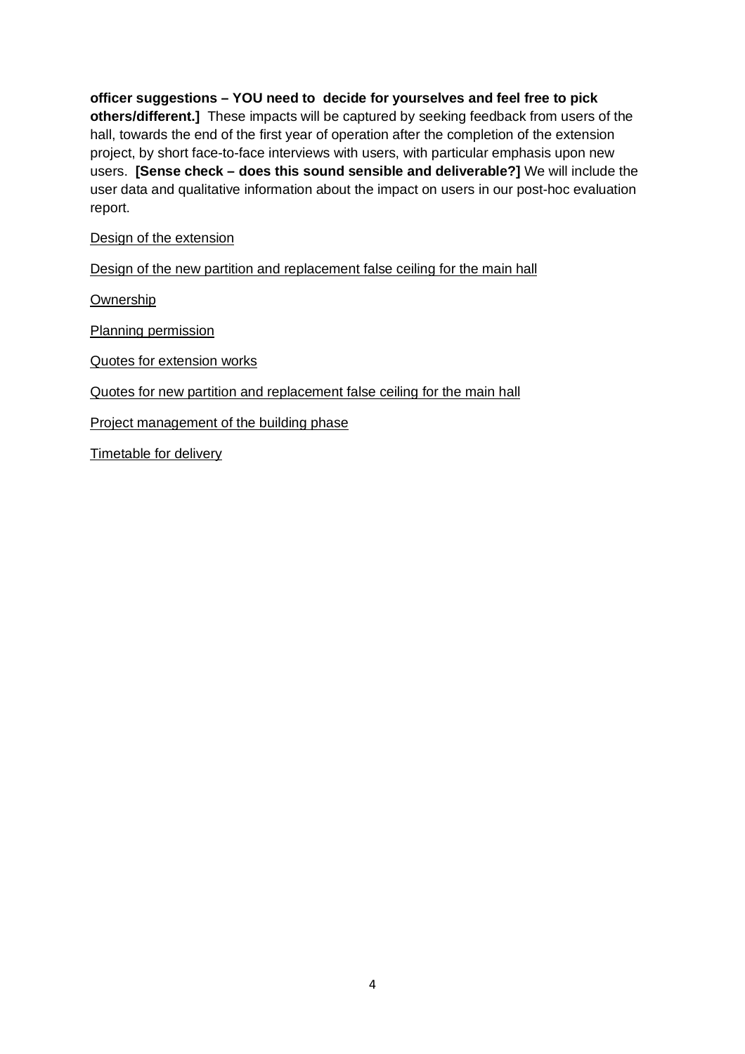**officer suggestions – YOU need to  decide for yourselves and feel free to pick others/different.]**  These impacts will be captured by seeking feedback from users of the hall, towards the end of the first year of operation after the completion of the extension project, by short face-to-face interviews with users, with particular emphasis upon new users.  **[Sense check – does this sound sensible and deliverable?]** We will include the user data and qualitative information about the impact on users in our post-hoc evaluation report.

<u>Design of the extension</u>

<u>Design of the new partition and replacement false ceiling for the main hall</u>

<u>Ownership</u>

<u>Planning permission</u>

<u>Quotes for extension works</u>

<u>Quotes for new partition and replacement false ceiling for the main hall</u>

<u>Project management of the building phase</u>

<u>Timetable for delivery</u>